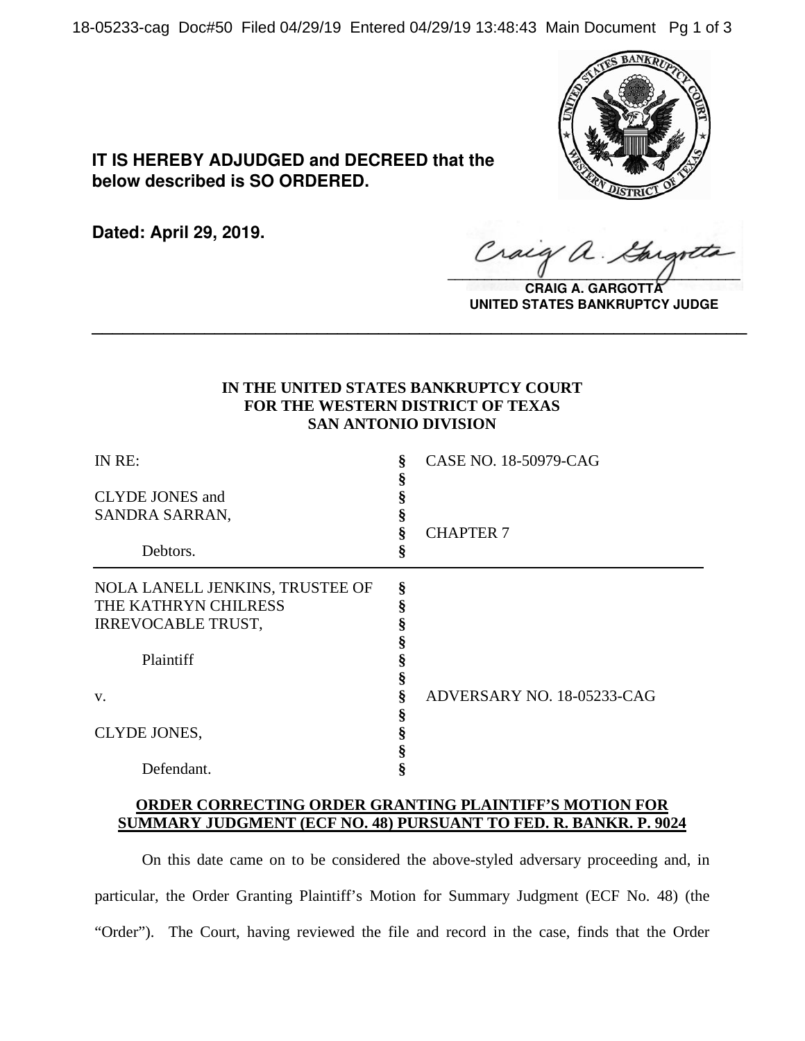**IT IS HEREBY ADJUDGED and DECREED that the below described is SO ORDERED.**

**Dated: April 29, 2019.**

**CRAIG A. GARGOTTA**
**UNITED STATES BANKRUPTCY JUDGE**

---

**IN THE UNITED STATES BANKRUPTCY COURT**
**FOR THE WESTERN DISTRICT OF TEXAS**
**SAN ANTONIO DIVISION**

| | | |
|---|---|---|
| IN RE: | § | CASE NO. 18-50979-CAG |
| | § | |
| CLYDE JONES and | § | |
| SANDRA SARRAN, | § | |
| | § | CHAPTER 7 |
| Debtors. | § | |
| NOLA LANELL JENKINS, TRUSTEE OF | § | |
| THE KATHRYN CHILRESS | § | |
| IRREVOCABLE TRUST, | § | |
| | § | |
| Plaintiff | § | |
| | § | |
| v. | § | ADVERSARY NO. 18-05233-CAG |
| | § | |
| CLYDE JONES, | § | |
| | § | |
| Defendant. | § | |

**ORDER CORRECTING ORDER GRANTING PLAINTIFF'S MOTION FOR SUMMARY JUDGMENT (ECF NO. 48) PURSUANT TO FED. R. BANKR. P. 9024**

On this date came on to be considered the above-styled adversary proceeding and, in particular, the Order Granting Plaintiff's Motion for Summary Judgment (ECF No. 48) (the "Order"). The Court, having reviewed the file and record in the case, finds that the Order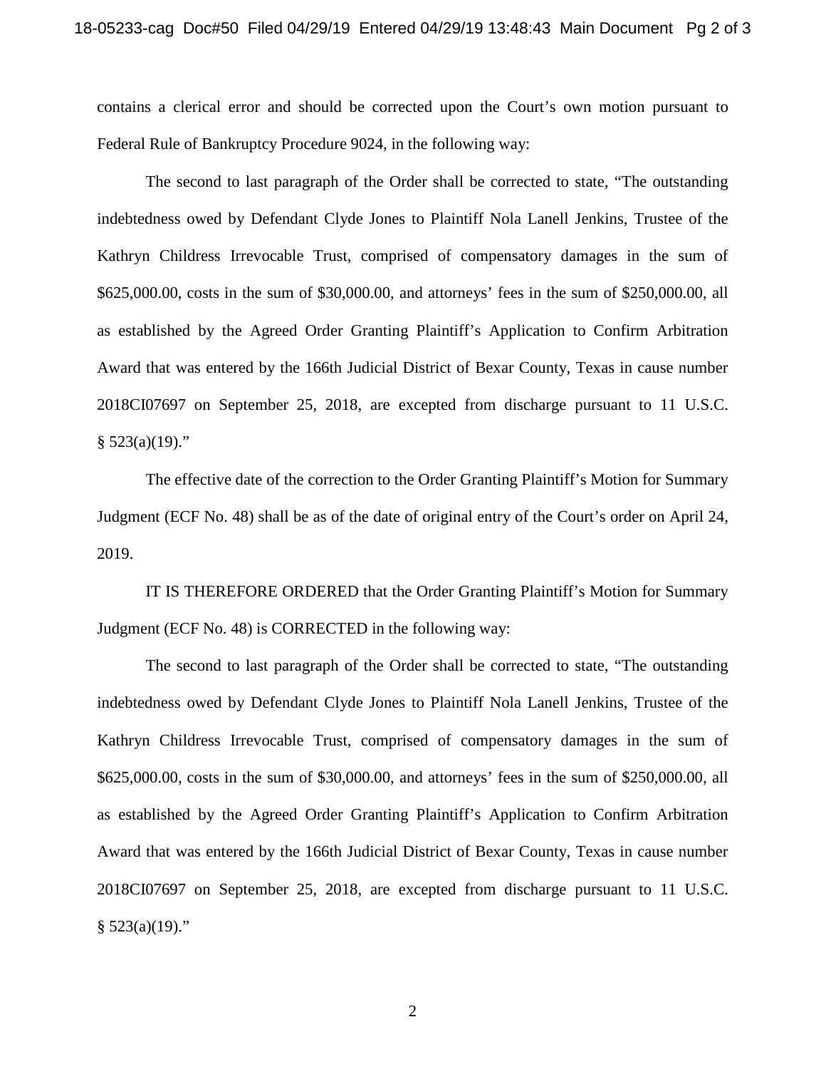contains a clerical error and should be corrected upon the Court's own motion pursuant to Federal Rule of Bankruptcy Procedure 9024, in the following way:

The second to last paragraph of the Order shall be corrected to state, "The outstanding indebtedness owed by Defendant Clyde Jones to Plaintiff Nola Lanell Jenkins, Trustee of the Kathryn Childress Irrevocable Trust, comprised of compensatory damages in the sum of $625,000.00, costs in the sum of $30,000.00, and attorneys' fees in the sum of $250,000.00, all as established by the Agreed Order Granting Plaintiff's Application to Confirm Arbitration Award that was entered by the 166th Judicial District of Bexar County, Texas in cause number 2018CI07697 on September 25, 2018, are excepted from discharge pursuant to 11 U.S.C. § 523(a)(19)."

The effective date of the correction to the Order Granting Plaintiff's Motion for Summary Judgment (ECF No. 48) shall be as of the date of original entry of the Court's order on April 24, 2019.

IT IS THEREFORE ORDERED that the Order Granting Plaintiff's Motion for Summary Judgment (ECF No. 48) is CORRECTED in the following way:

The second to last paragraph of the Order shall be corrected to state, "The outstanding indebtedness owed by Defendant Clyde Jones to Plaintiff Nola Lanell Jenkins, Trustee of the Kathryn Childress Irrevocable Trust, comprised of compensatory damages in the sum of $625,000.00, costs in the sum of $30,000.00, and attorneys' fees in the sum of $250,000.00, all as established by the Agreed Order Granting Plaintiff's Application to Confirm Arbitration Award that was entered by the 166th Judicial District of Bexar County, Texas in cause number 2018CI07697 on September 25, 2018, are excepted from discharge pursuant to 11 U.S.C. § 523(a)(19)."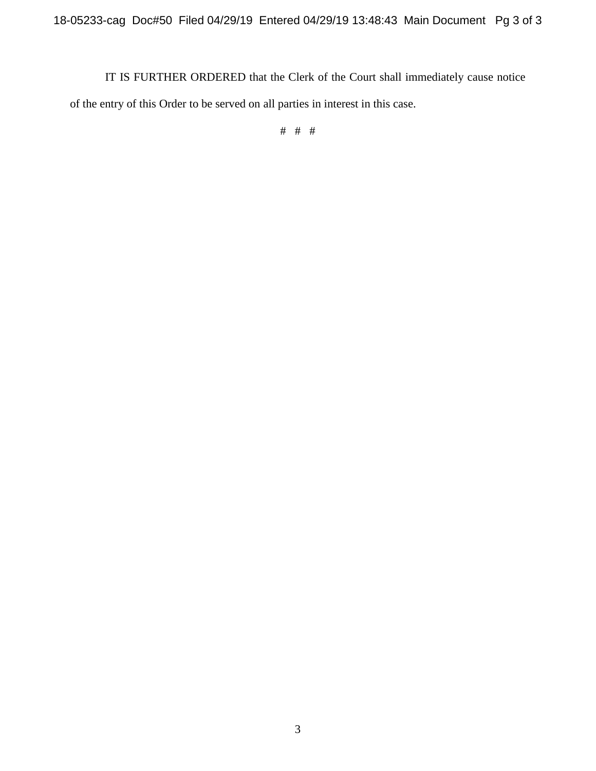IT IS FURTHER ORDERED that the Clerk of the Court shall immediately cause notice of the entry of this Order to be served on all parties in interest in this case.

# # #